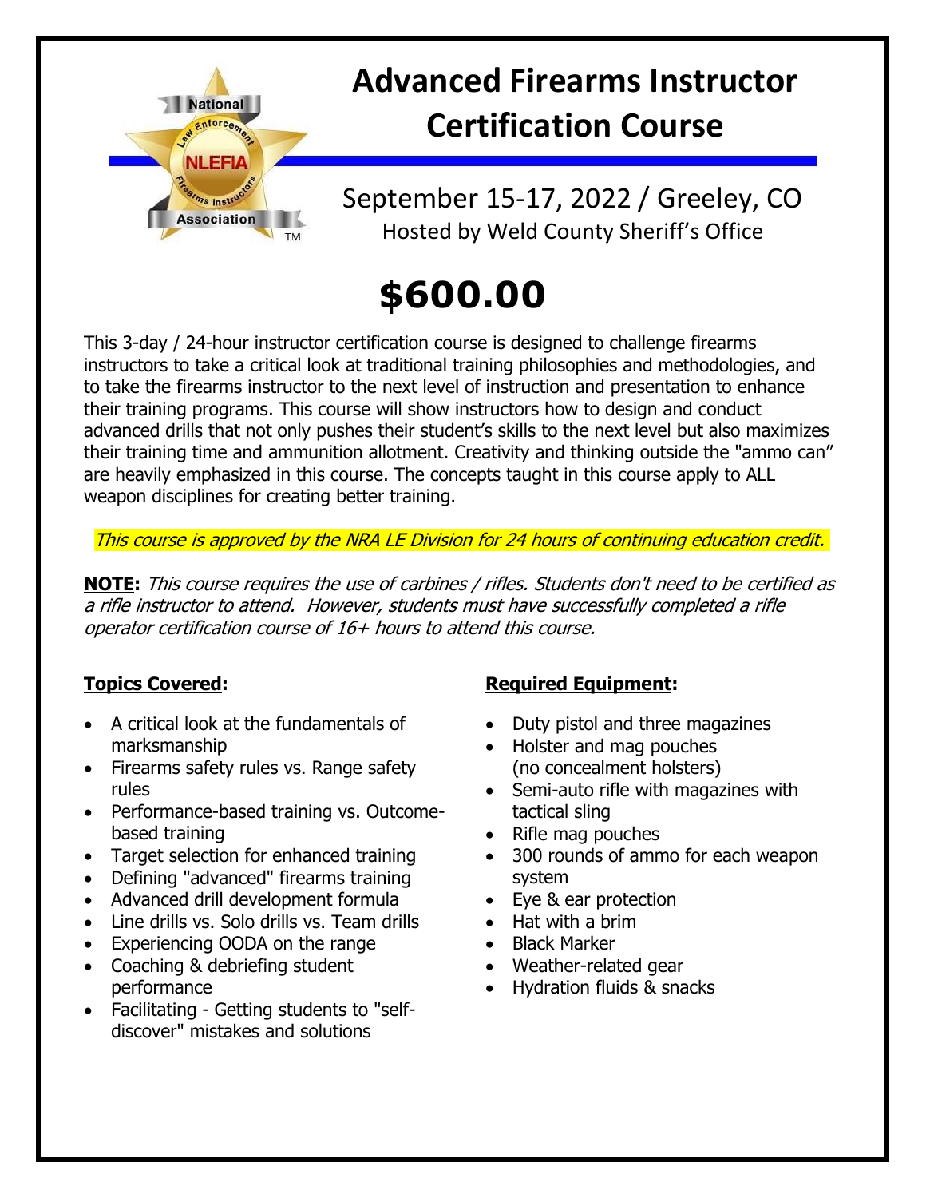# Advanced Firearms Instructor Certification Course

September 15-17, 2022 / Greeley, CO

Hosted by Weld County Sheriff's Office

## $600.00

This 3-day / 24-hour instructor certification course is designed to challenge firearms instructors to take a critical look at traditional training philosophies and methodologies, and to take the firearms instructor to the next level of instruction and presentation to enhance their training programs. This course will show instructors how to design and conduct advanced drills that not only pushes their student's skills to the next level but also maximizes their training time and ammunition allotment. Creativity and thinking outside the "ammo can" are heavily emphasized in this course. The concepts taught in this course apply to ALL weapon disciplines for creating better training.

*This course is approved by the NRA LE Division for 24 hours of continuing education credit.*

**NOTE:** *This course requires the use of carbines / rifles. Students don't need to be certified as a rifle instructor to attend. However, students must have successfully completed a rifle operator certification course of 16+ hours to attend this course.*

**Topics Covered:**

- A critical look at the fundamentals of marksmanship
- Firearms safety rules vs. Range safety rules
- Performance-based training vs. Outcome-based training
- Target selection for enhanced training
- Defining "advanced" firearms training
- Advanced drill development formula
- Line drills vs. Solo drills vs. Team drills
- Experiencing OODA on the range
- Coaching & debriefing student performance
- Facilitating - Getting students to "self-discover" mistakes and solutions

**Required Equipment:**

- Duty pistol and three magazines
- Holster and mag pouches (no concealment holsters)
- Semi-auto rifle with magazines with tactical sling
- Rifle mag pouches
- 300 rounds of ammo for each weapon system
- Eye & ear protection
- Hat with a brim
- Black Marker
- Weather-related gear
- Hydration fluids & snacks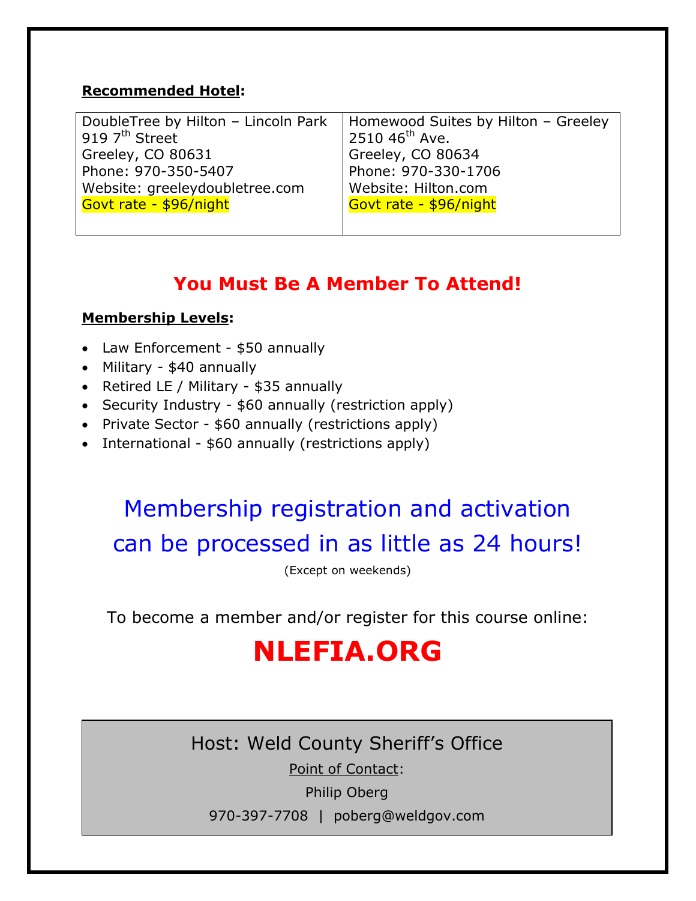**Recommended Hotel:**

| DoubleTree by Hilton – Lincoln Park | Homewood Suites by Hilton – Greeley |
|---|---|
| 919 7th Street<br>Greeley, CO 80631<br>Phone: 970-350-5407<br>Website: greeleydoubletree.com<br>Govt rate - $96/night | 2510 46th Ave.<br>Greeley, CO 80634<br>Phone: 970-330-1706<br>Website: Hilton.com<br>Govt rate - $96/night |

## You Must Be A Member To Attend!

**Membership Levels:**

- Law Enforcement - $50 annually
- Military - $40 annually
- Retired LE / Military - $35 annually
- Security Industry - $60 annually (restriction apply)
- Private Sector - $60 annually (restrictions apply)
- International - $60 annually (restrictions apply)

Membership registration and activation can be processed in as little as 24 hours!

(Except on weekends)

To become a member and/or register for this course online:

# NLEFIA.ORG

Host: Weld County Sheriff's Office

Point of Contact:

Philip Oberg

970-397-7708 | poberg@weldgov.com